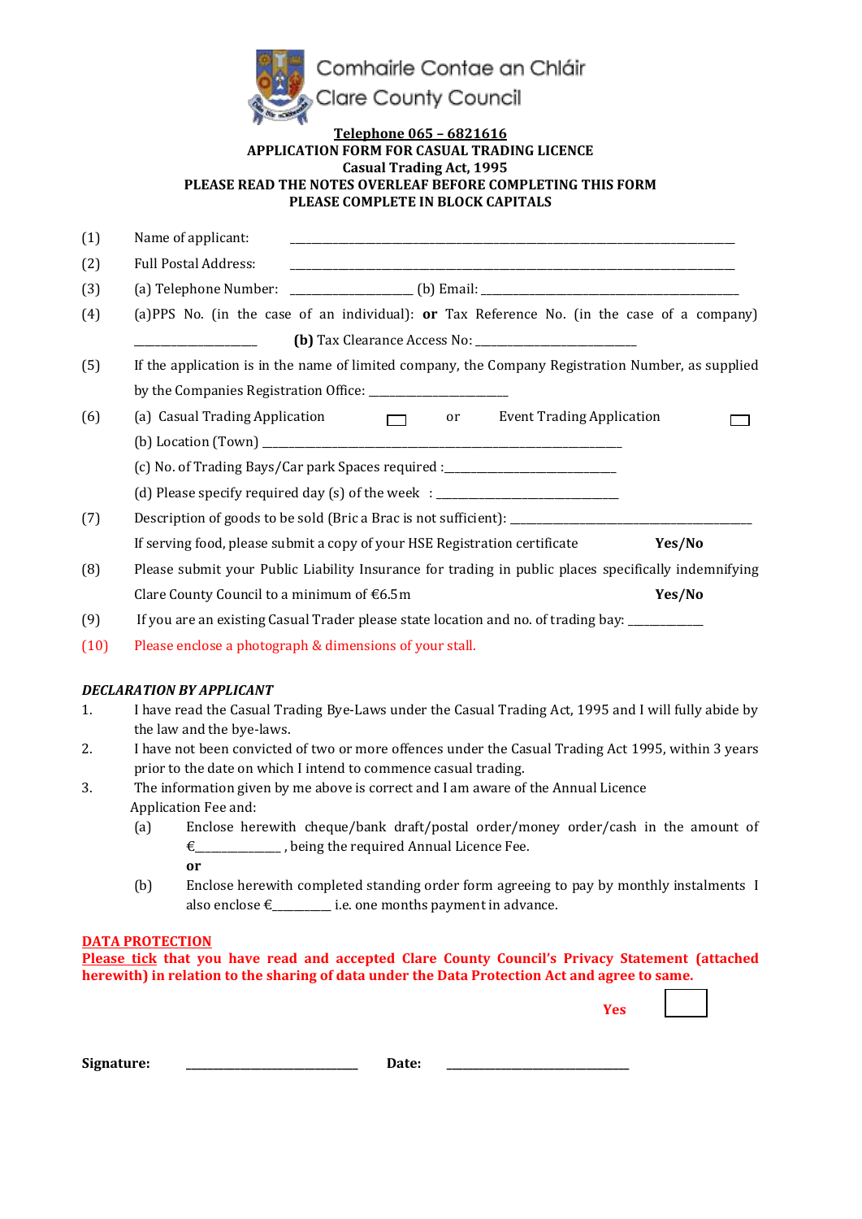Comhairle Contae an Chláir

Clare County Council

**Telephone 065 – 6821616**

**APPLICATION FORM FOR CASUAL TRADING LICENCE**

**Casual Trading Act, 1995**

**PLEASE READ THE NOTES OVERLEAF BEFORE COMPLETING THIS FORM**

**PLEASE COMPLETE IN BLOCK CAPITALS**

(1) Name of applicant: ______________________________________________

(2) Full Postal Address: ______________________________________________

(3) (a) Telephone Number: ____________________ (b) Email: ______________________________

(4) (a)PPS No. (in the case of an individual): **or** Tax Reference No. (in the case of a company) ____________________ **(b)** Tax Clearance Access No: __________________________

(5) If the application is in the name of limited company, the Company Registration Number, as supplied by the Companies Registration Office: ______________________

(6) (a) Casual Trading Application ☐ or Event Trading Application ☐

(b) Location (Town) ______________________________________________

(c) No. of Trading Bays/Car park Spaces required :_____________________________

(d) Please specify required day (s) of the week : _______________________________

(7) Description of goods to be sold (Bric a Brac is not sufficient): ______________________________

If serving food, please submit a copy of your HSE Registration certificate **Yes/No**

(8) Please submit your Public Liability Insurance for trading in public places specifically indemnifying Clare County Council to a minimum of €6.5m **Yes/No**

(9) If you are an existing Casual Trader please state location and no. of trading bay: ____________

(10) Please enclose a photograph & dimensions of your stall.

***DECLARATION BY APPLICANT***

1. I have read the Casual Trading Bye-Laws under the Casual Trading Act, 1995 and I will fully abide by the law and the bye-laws.
2. I have not been convicted of two or more offences under the Casual Trading Act 1995, within 3 years prior to the date on which I intend to commence casual trading.
3. The information given by me above is correct and I am aware of the Annual Licence Application Fee and:
   (a) Enclose herewith cheque/bank draft/postal order/money order/cash in the amount of €______________ , being the required Annual Licence Fee.

   **or**

   (b) Enclose herewith completed standing order form agreeing to pay by monthly instalments I also enclose €_________ i.e. one months payment in advance.

**DATA PROTECTION**

**Please tick that you have read and accepted Clare County Council's Privacy Statement (attached herewith) in relation to the sharing of data under the Data Protection Act and agree to same.**

**Yes** ☐

**Signature:** ____________________________ **Date:** ______________________________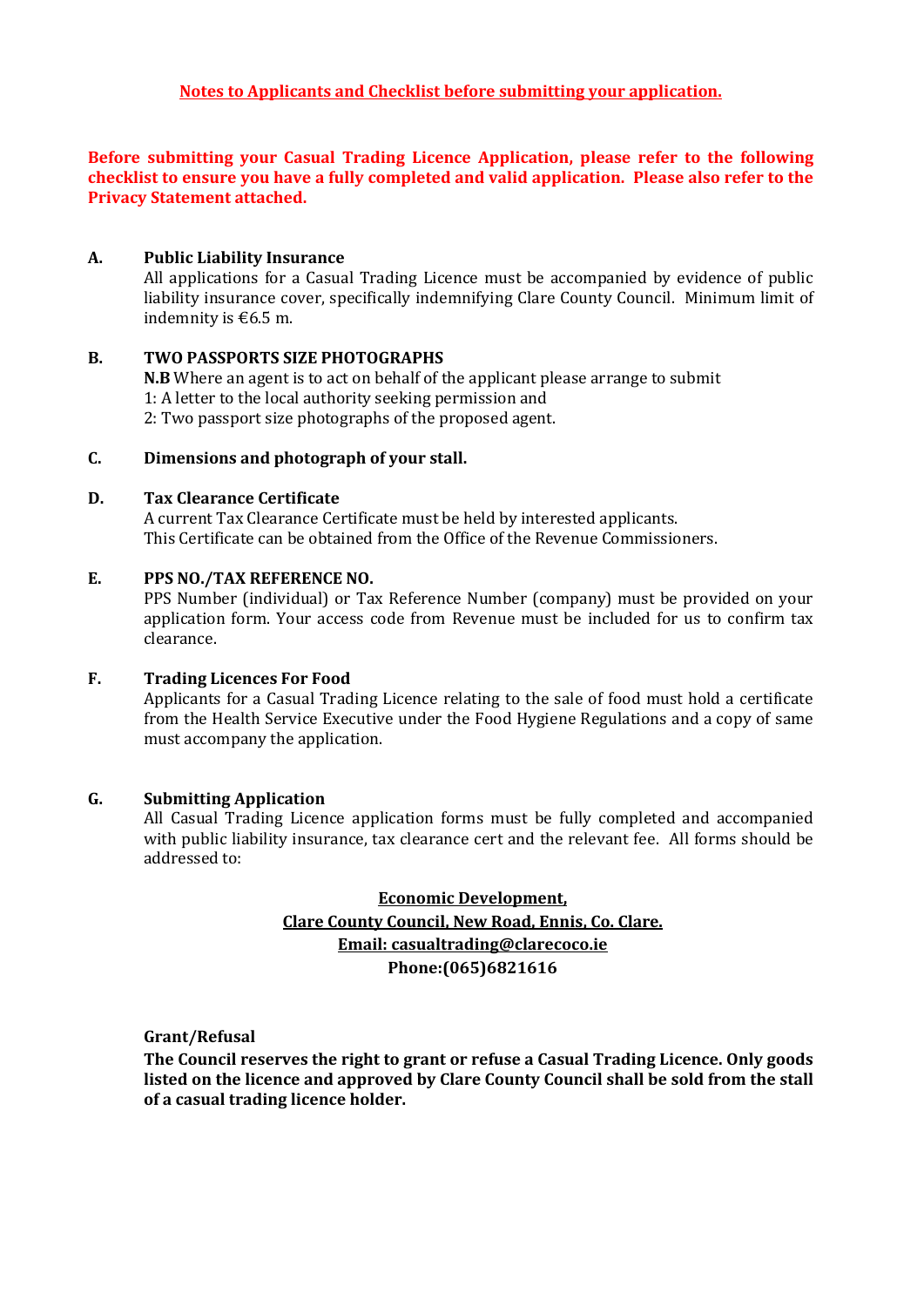## Notes to Applicants and Checklist before submitting your application.

**Before submitting your Casual Trading Licence Application, please refer to the following checklist to ensure you have a fully completed and valid application. Please also refer to the Privacy Statement attached.**

**A. Public Liability Insurance**

All applications for a Casual Trading Licence must be accompanied by evidence of public liability insurance cover, specifically indemnifying Clare County Council. Minimum limit of indemnity is €6.5 m.

**B. TWO PASSPORTS SIZE PHOTOGRAPHS**

**N.B** Where an agent is to act on behalf of the applicant please arrange to submit
1: A letter to the local authority seeking permission and
2: Two passport size photographs of the proposed agent.

**C. Dimensions and photograph of your stall.**

**D. Tax Clearance Certificate**

A current Tax Clearance Certificate must be held by interested applicants.
This Certificate can be obtained from the Office of the Revenue Commissioners.

**E. PPS NO./TAX REFERENCE NO.**

PPS Number (individual) or Tax Reference Number (company) must be provided on your application form. Your access code from Revenue must be included for us to confirm tax clearance.

**F. Trading Licences For Food**

Applicants for a Casual Trading Licence relating to the sale of food must hold a certificate from the Health Service Executive under the Food Hygiene Regulations and a copy of same must accompany the application.

**G. Submitting Application**

All Casual Trading Licence application forms must be fully completed and accompanied with public liability insurance, tax clearance cert and the relevant fee. All forms should be addressed to:

**Economic Development,**
**Clare County Council, New Road, Ennis, Co. Clare.**
**Email: casualtrading@clarecoco.ie**
**Phone:(065)6821616**

**Grant/Refusal**

**The Council reserves the right to grant or refuse a Casual Trading Licence. Only goods listed on the licence and approved by Clare County Council shall be sold from the stall of a casual trading licence holder.**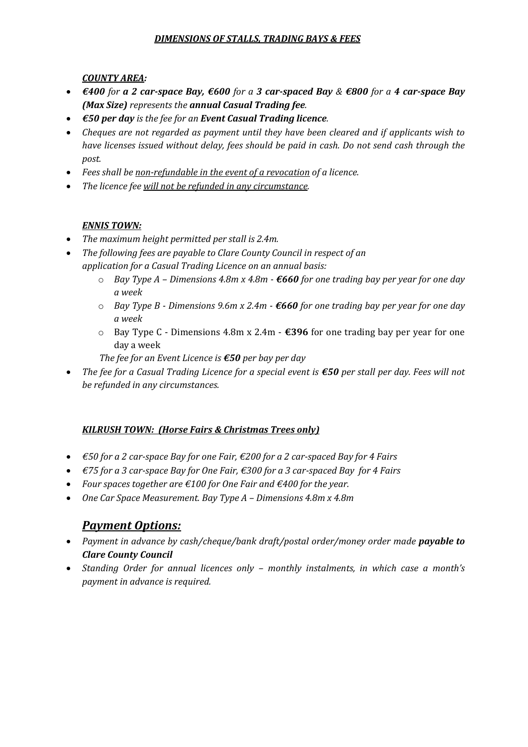## ***DIMENSIONS OF STALLS, TRADING BAYS & FEES***

### ***COUNTY AREA:***

- ***€400*** *for* ***a 2 car-space Bay, €600*** *for a* ***3 car-spaced Bay*** *&* ***€800*** *for a* ***4 car-space Bay (Max Size)*** *represents the* ***annual Casual Trading fee****.*
- ***€50 per day*** *is the fee for an* ***Event Casual Trading licence****.*
- *Cheques are not regarded as payment until they have been cleared and if applicants wish to have licenses issued without delay, fees should be paid in cash. Do not send cash through the post.*
- *Fees shall be non-refundable in the event of a revocation of a licence.*
- *The licence fee will not be refunded in any circumstance.*

### ***ENNIS TOWN:***

- *The maximum height permitted per stall is 2.4m.*
- *The following fees are payable to Clare County Council in respect of an application for a Casual Trading Licence on an annual basis:*
  - *Bay Type A – Dimensions 4.8m x 4.8m -* ***€660*** *for one trading bay per year for one day a week*
  - *Bay Type B - Dimensions 9.6m x 2.4m -* ***€660*** *for one trading bay per year for one day a week*
  - Bay Type C - Dimensions 4.8m x 2.4m - **€396** for one trading bay per year for one day a week

  *The fee for an Event Licence is* ***€50*** *per bay per day*
- *The fee for a Casual Trading Licence for a special event is* ***€50*** *per stall per day. Fees will not be refunded in any circumstances.*

### ***KILRUSH TOWN: (Horse Fairs & Christmas Trees only)***

- *€50 for a 2 car-space Bay for one Fair, €200 for a 2 car-spaced Bay for 4 Fairs*
- *€75 for a 3 car-space Bay for One Fair, €300 for a 3 car-spaced Bay for 4 Fairs*
- *Four spaces together are €100 for One Fair and €400 for the year.*
- *One Car Space Measurement. Bay Type A – Dimensions 4.8m x 4.8m*

## ***Payment Options:***

- *Payment in advance by cash/cheque/bank draft/postal order/money order made* ***payable to Clare County Council***
- *Standing Order for annual licences only – monthly instalments, in which case a month's payment in advance is required.*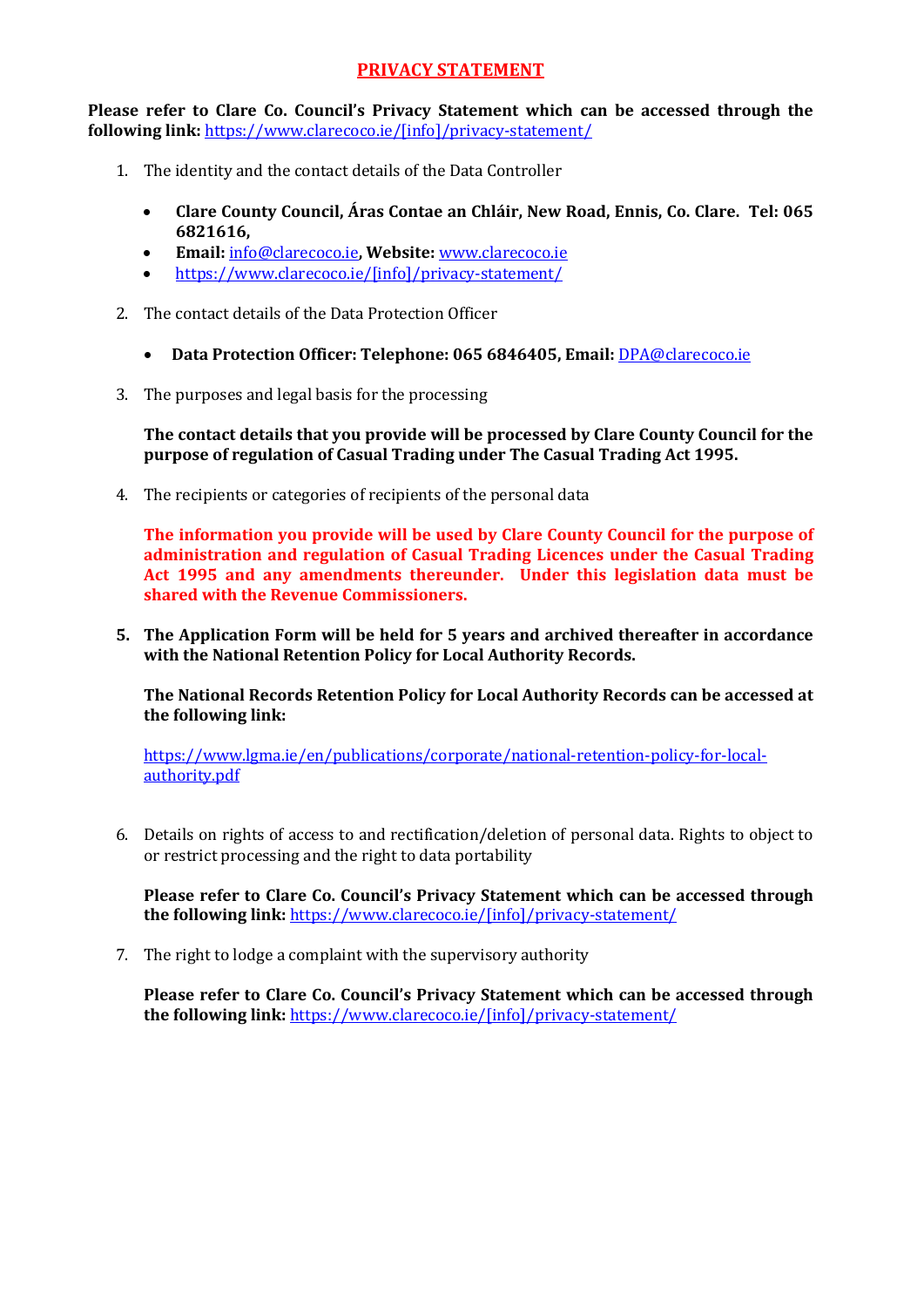# PRIVACY STATEMENT

**Please refer to Clare Co. Council's Privacy Statement which can be accessed through the following link:** https://www.clarecoco.ie/[info]/privacy-statement/

1. The identity and the contact details of the Data Controller

   - **Clare County Council, Áras Contae an Chláir, New Road, Ennis, Co. Clare. Tel: 065 6821616,**
   - **Email:** info@clarecoco.ie**, Website:** www.clarecoco.ie
   - https://www.clarecoco.ie/[info]/privacy-statement/

2. The contact details of the Data Protection Officer

   - **Data Protection Officer: Telephone: 065 6846405, Email:** DPA@clarecoco.ie

3. The purposes and legal basis for the processing

   **The contact details that you provide will be processed by Clare County Council for the purpose of regulation of Casual Trading under The Casual Trading Act 1995.**

4. The recipients or categories of recipients of the personal data

   **The information you provide will be used by Clare County Council for the purpose of administration and regulation of Casual Trading Licences under the Casual Trading Act 1995 and any amendments thereunder. Under this legislation data must be shared with the Revenue Commissioners.**

5. **The Application Form will be held for 5 years and archived thereafter in accordance with the National Retention Policy for Local Authority Records.**

   **The National Records Retention Policy for Local Authority Records can be accessed at the following link:**

   https://www.lgma.ie/en/publications/corporate/national-retention-policy-for-local-authority.pdf

6. Details on rights of access to and rectification/deletion of personal data. Rights to object to or restrict processing and the right to data portability

   **Please refer to Clare Co. Council's Privacy Statement which can be accessed through the following link:** https://www.clarecoco.ie/[info]/privacy-statement/

7. The right to lodge a complaint with the supervisory authority

   **Please refer to Clare Co. Council's Privacy Statement which can be accessed through the following link:** https://www.clarecoco.ie/[info]/privacy-statement/